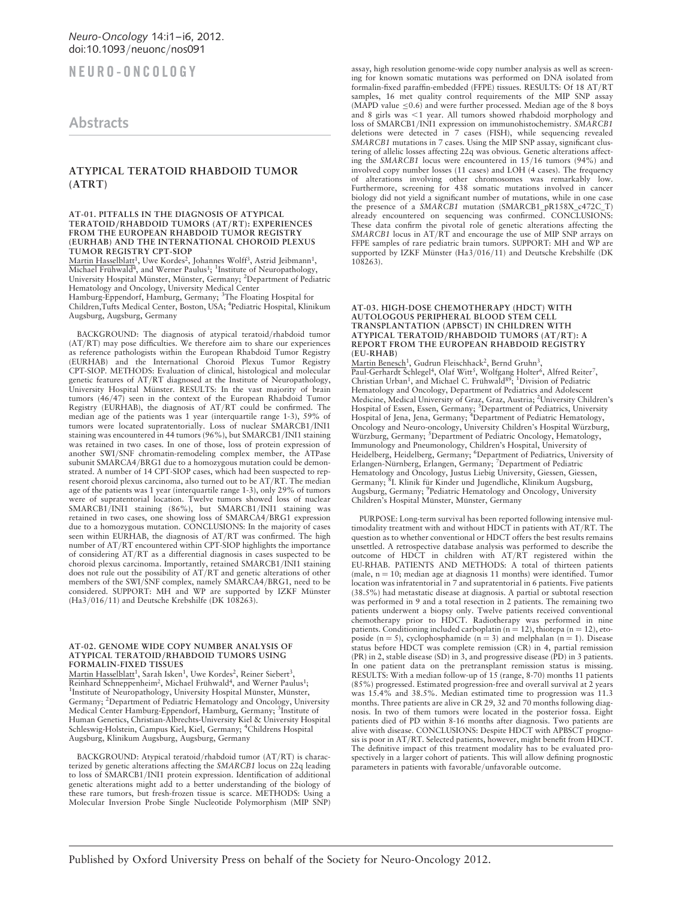# NEURO-ONCOLOGY

## Abstracts

## ATYPICAL TERATOID RHABDOID TUMOR (ATRT)

### AT-01. PITFALLS IN THE DIAGNOSIS OF ATYPICAL TERATOID/RHABDOID TUMORS (AT/RT): EXPERIENCES FROM THE EUROPEAN RHABDOID TUMOR REGISTRY (EURHAB) AND THE INTERNATIONAL CHOROID PLEXUS TUMOR REGISTRY CPT-SIOP

Martin Hasselblatt[1], Uwe Kordes[2], Johannes Wolff[3], Astrid Jeibmann[1], Michael Frühwald[4], and Werner Paulus[1]; [1]Institute of Neuropathology, University Hospital Münster, Münster, Germany; [2]Department of Pediatric Hematology and Oncology, University Medical Center Hamburg-Eppendorf, Hamburg, Germany; [3]The Floating Hospital for Children,Tufts Medical Center, Boston, USA; [4]Pediatric Hospital, Klinikum Augsburg, Augsburg, Germany

BACKGROUND: The diagnosis of atypical teratoid/rhabdoid tumor (AT/RT) may pose difficulties. We therefore aim to share our experiences as reference pathologists within the European Rhabdoid Tumor Registry (EURHAB) and the International Choroid Plexus Tumor Registry CPT-SIOP. METHODS: Evaluation of clinical, histological and molecular genetic features of AT/RT diagnosed at the Institute of Neuropathology, University Hospital Münster. RESULTS: In the vast majority of brain tumors (46/47) seen in the context of the European Rhabdoid Tumor Registry (EURHAB), the diagnosis of AT/RT could be confirmed. The median age of the patients was 1 year (interquartile range 1-3), 59% of tumors were located supratentorially. Loss of nuclear SMARCB1/INI1 staining was encountered in 44 tumors (96%), but SMARCB1/INI1 staining was retained in two cases. In one of those, loss of protein expression of another SWI/SNF chromatin-remodeling complex member, the ATPase subunit SMARCA4/BRG1 due to a homozygous mutation could be demonstrated. A number of 14 CPT-SIOP cases, which had been suspected to represent choroid plexus carcinoma, also turned out to be AT/RT. The median age of the patients was 1 year (interquartile range 1-3), only 29% of tumors were of supratentorial location. Twelve tumors showed loss of nuclear SMARCB1/INI1 staining (86%), but SMARCB1/INI1 staining was retained in two cases, one showing loss of SMARCA4/BRG1 expression due to a homozygous mutation. CONCLUSIONS: In the majority of cases seen within EURHAB, the diagnosis of AT/RT was confirmed. The high number of AT/RT encountered within CPT-SIOP highlights the importance of considering AT/RT as a differential diagnosis in cases suspected to be choroid plexus carcinoma. Importantly, retained SMARCB1/INI1 staining does not rule out the possibility of AT/RT and genetic alterations of other members of the SWI/SNF complex, namely SMARCA4/BRG1, need to be considered. SUPPORT: MH and WP are supported by IZKF Münster (Ha3/016/11) and Deutsche Krebshilfe (DK 108263).

### AT-02. GENOME WIDE COPY NUMBER ANALYSIS OF ATYPICAL TERATOID/RHABDOID TUMORS USING FORMALIN-FIXED TISSUES

Martin Hasselblatt[1], Sarah Isken[1], Uwe Kordes[2], Reiner Siebert[3], Reinhard Schneppenheim[2], Michael Frühwald[4], and Werner Paulus[1]; [1]Institute of Neuropathology, University Hospital Münster, Münster, Germany; [2]Department of Pediatric Hematology and Oncology, University Medical Center Hamburg-Eppendorf, Hamburg, Germany; [3]Institute of Human Genetics, Christian-Albrechts-University Kiel & University Hospital Schleswig-Holstein, Campus Kiel, Kiel, Germany; [4]Childrens Hospital Augsburg, Klinikum Augsburg, Augsburg, Germany

BACKGROUND: Atypical teratoid/rhabdoid tumor (AT/RT) is characterized by genetic alterations affecting the *SMARCB1* locus on 22q leading to loss of SMARCB1/INI1 protein expression. Identification of additional genetic alterations might add to a better understanding of the biology of these rare tumors, but fresh-frozen tissue is scarce. METHODS: Using a Molecular Inversion Probe Single Nucleotide Polymorphism (MIP SNP) assay, high resolution genome-wide copy number analysis as well as screening for known somatic mutations was performed on DNA isolated from formalin-fixed paraffin-embedded (FFPE) tissues. RESULTS: Of 18 AT/RT samples, 16 met quality control requirements of the MIP SNP assay (MAPD value ≤0.6) and were further processed. Median age of the 8 boys and 8 girls was <1 year. All tumors showed rhabdoid morphology and loss of SMARCB1/INI1 expression on immunohistochemistry. *SMARCB1* deletions were detected in 7 cases (FISH), while sequencing revealed *SMARCB1* mutations in 7 cases. Using the MIP SNP assay, significant clustering of allelic losses affecting 22q was obvious. Genetic alterations affecting the *SMARCB1* locus were encountered in 15/16 tumors (94%) and involved copy number losses (11 cases) and LOH (4 cases). The frequency of alterations involving other chromosomes was remarkably low. Furthermore, screening for 438 somatic mutations involved in cancer biology did not yield a significant number of mutations, while in one case the presence of a *SMARCB1* mutation (SMARCB1_pR158X_c472C_T) already encountered on sequencing was confirmed. CONCLUSIONS: These data confirm the pivotal role of genetic alterations affecting the *SMARCB1* locus in AT/RT and encourage the use of MIP SNP arrays on FFPE samples of rare pediatric brain tumors. SUPPORT: MH and WP are supported by IZKF Münster (Ha3/016/11) and Deutsche Krebshilfe (DK 108263).

### AT-03. HIGH-DOSE CHEMOTHERAPY (HDCT) WITH AUTOLOGOUS PERIPHERAL BLOOD STEM CELL TRANSPLANTATION (APBSCT) IN CHILDREN WITH ATYPICAL TERATOID/RHABDOID TUMORS (AT/RT): A REPORT FROM THE EUROPEAN RHABDOID REGISTRY (EU-RHAB)

Martin Benesch[1], Gudrun Fleischhack[2], Bernd Gruhn[3], Paul-Gerhardt Schlegel[4], Olaf Witt[5], Wolfgang Holter[6], Alfred Reiter[7], Christian Urban[1], and Michael C. Frühwald[8,9]; [1]Division of Pediatric Hematology and Oncology, Department of Pediatrics and Adolescent Medicine, Medical University of Graz, Graz, Austria; [2]University Children's Hospital of Essen, Essen, Germany; [3]Department of Pediatrics, University Hospital of Jena, Jena, Germany; [4]Department of Pediatric Hematology, Oncology and Neuro-oncology, University Children's Hospital Würzburg, Würzburg, Germany; [5]Department of Pediatric Oncology, Hematology, Immunology and Pneumonology, Children's Hospital, University of Heidelberg, Heidelberg, Germany; [6]Department of Pediatrics, University of Erlangen-Nürnberg, Erlangen, Germany; [7]Department of Pediatric Hematology and Oncology, Justus Liebig University, Giessen, Giessen, Germany; [8]I. Klinik für Kinder und Jugendliche, Klinikum Augsburg, Augsburg, Germany; [9]Pediatric Hematology and Oncology, University Children's Hospital Münster, Münster, Germany

PURPOSE: Long-term survival has been reported following intensive multimodality treatment with and without HDCT in patients with AT/RT. The question as to whether conventional or HDCT offers the best results remains unsettled. A retrospective database analysis was performed to describe the outcome of HDCT in children with AT/RT registered within the EU-RHAB. PATIENTS AND METHODS: A total of thirteen patients (male, n = 10; median age at diagnosis 11 months) were identified. Tumor location was infratentorial in 7 and supratentorial in 6 patients. Five patients (38.5%) had metastatic disease at diagnosis. A partial or subtotal resection was performed in 9 and a total resection in 2 patients. The remaining two patients underwent a biopsy only. Twelve patients received conventional chemotherapy prior to HDCT. Radiotherapy was performed in nine patients. Conditioning included carboplatin (n = 12), thiotepa (n = 12), etoposide (n = 5), cyclophosphamide (n = 3) and melphalan (n = 1). Disease status before HDCT was complete remission (CR) in 4, partial remission (PR) in 2, stable disease (SD) in 3, and progressive disease (PD) in 3 patients. In one patient data on the pretransplant remission status is missing. RESULTS: With a median follow-up of 15 (range, 8-70) months 11 patients (85%) progressed. Estimated progression-free and overall survival at 2 years was 15.4% and 38.5%. Median estimated time to progression was 11.3 months. Three patients are alive in CR 29, 32 and 70 months following diagnosis. In two of them tumors were located in the posterior fossa. Eight patients died of PD within 8-16 months after diagnosis. Two patients are alive with disease. CONCLUSIONS: Despite HDCT with APBSCT prognosis is poor in AT/RT. Selected patients, however, might benefit from HDCT. The definitive impact of this treatment modality has to be evaluated prospectively in a larger cohort of patients. This will allow defining prognostic parameters in patients with favorable/unfavorable outcome.

Published by Oxford University Press on behalf of the Society for Neuro-Oncology 2012.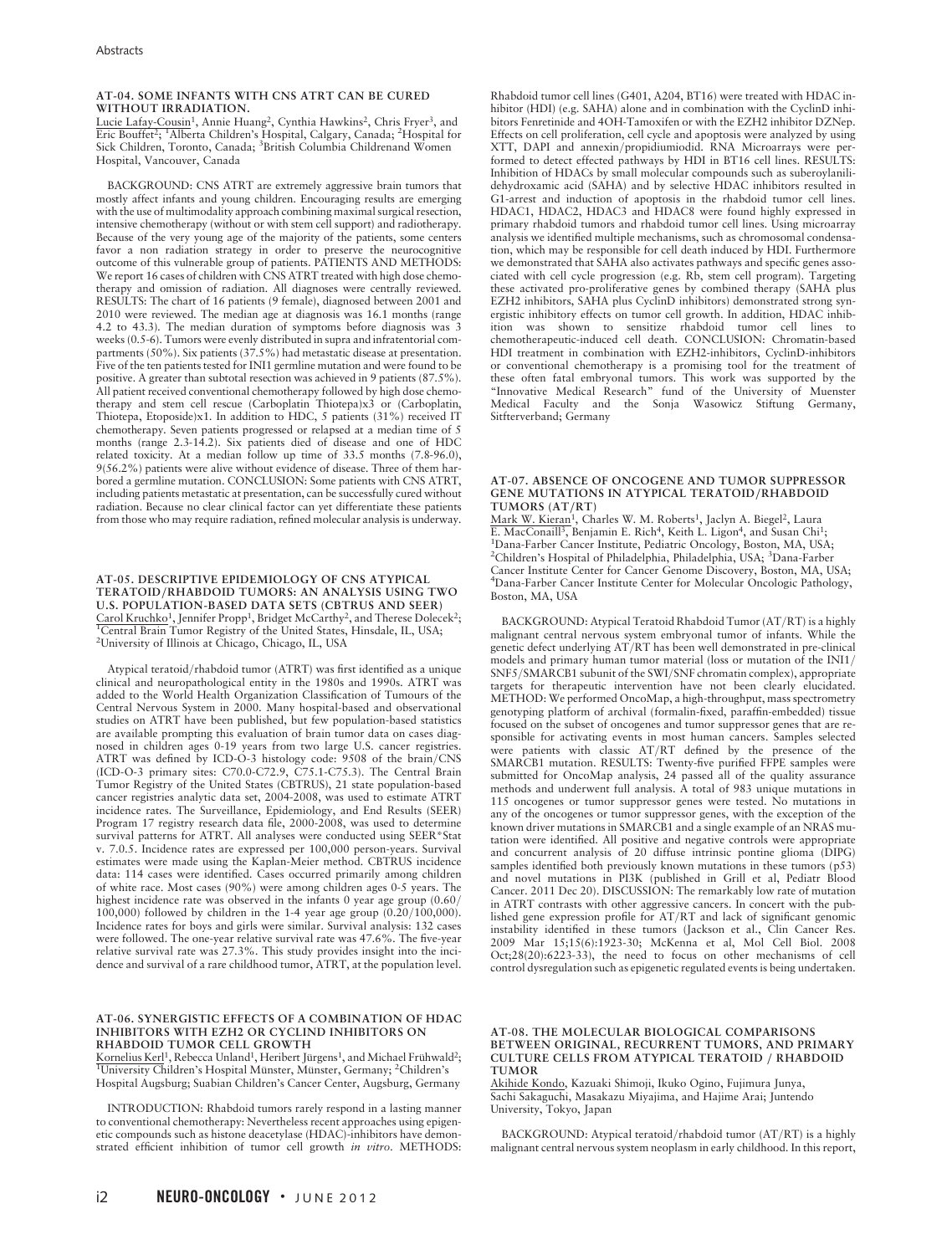## AT-04. SOME INFANTS WITH CNS ATRT CAN BE CURED WITHOUT IRRADIATION.

Lucie Lafay-Cousin[1], Annie Huang[2], Cynthia Hawkins[2], Chris Fryer[3], and Eric Bouffet[2]; [1]Alberta Children's Hospital, Calgary, Canada; [2]Hospital for Sick Children, Toronto, Canada; [3]British Columbia Childrenand Women Hospital, Vancouver, Canada

BACKGROUND: CNS ATRT are extremely aggressive brain tumors that mostly affect infants and young children. Encouraging results are emerging with the use of multimodality approach combining maximal surgical resection, intensive chemotherapy (without or with stem cell support) and radiotherapy. Because of the very young age of the majority of the patients, some centers favor a non radiation strategy in order to preserve the neurocognitive outcome of this vulnerable group of patients. PATIENTS AND METHODS: We report 16 cases of children with CNS ATRT treated with high dose chemotherapy and omission of radiation. All diagnoses were centrally reviewed. RESULTS: The chart of 16 patients (9 female), diagnosed between 2001 and 2010 were reviewed. The median age at diagnosis was 16.1 months (range 4.2 to 43.3). The median duration of symptoms before diagnosis was 3 weeks (0.5-6). Tumors were evenly distributed in supra and infratentorial compartments (50%). Six patients (37.5%) had metastatic disease at presentation. Five of the ten patients tested for INI1 germline mutation and were found to be positive. A greater than subtotal resection was achieved in 9 patients (87.5%). All patient received conventional chemotherapy followed by high dose chemotherapy and stem cell rescue (Carboplatin Thiotepa)x3 or (Carboplatin, Thiotepa, Etoposide)x1. In addition to HDC, 5 patients (31%) received IT chemotherapy. Seven patients progressed or relapsed at a median time of 5 months (range 2.3-14.2). Six patients died of disease and one of HDC related toxicity. At a median follow up time of 33.5 months (7.8-96.0), 9(56.2%) patients were alive without evidence of disease. Three of them harbored a germline mutation. CONCLUSION: Some patients with CNS ATRT, including patients metastatic at presentation, can be successfully cured without radiation. Because no clear clinical factor can yet differentiate these patients from those who may require radiation, refined molecular analysis is underway.

## AT-05. DESCRIPTIVE EPIDEMIOLOGY OF CNS ATYPICAL TERATOID/RHABDOID TUMORS: AN ANALYSIS USING TWO U.S. POPULATION-BASED DATA SETS (CBTRUS AND SEER)

Carol Kruchko[1], Jennifer Propp[1], Bridget McCarthy[2], and Therese Dolecek[2]; [1]Central Brain Tumor Registry of the United States, Hinsdale, IL, USA; [2]University of Illinois at Chicago, Chicago, IL, USA

Atypical teratoid/rhabdoid tumor (ATRT) was first identified as a unique clinical and neuropathological entity in the 1980s and 1990s. ATRT was added to the World Health Organization Classification of Tumours of the Central Nervous System in 2000. Many hospital-based and observational studies on ATRT have been published, but few population-based statistics are available prompting this evaluation of brain tumor data on cases diagnosed in children ages 0-19 years from two large U.S. cancer registries. ATRT was defined by ICD-O-3 histology code: 9508 of the brain/CNS (ICD-O-3 primary sites: C70.0-C72.9, C75.1-C75.3). The Central Brain Tumor Registry of the United States (CBTRUS), 21 state population-based cancer registries analytic data set, 2004-2008, was used to estimate ATRT incidence rates. The Surveillance, Epidemiology, and End Results (SEER) Program 17 registry research data file, 2000-2008, was used to determine survival patterns for ATRT. All analyses were conducted using SEER*Stat v. 7.0.5. Incidence rates are expressed per 100,000 person-years. Survival estimates were made using the Kaplan-Meier method. CBTRUS incidence data: 114 cases were identified. Cases occurred primarily among children of white race. Most cases (90%) were among children ages 0-5 years. The highest incidence rate was observed in the infants 0 year age group (0.60/100,000) followed by children in the 1-4 year age group (0.20/100,000). Incidence rates for boys and girls were similar. Survival analysis: 132 cases were followed. The one-year relative survival rate was 47.6%. The five-year relative survival rate was 27.3%. This study provides insight into the incidence and survival of a rare childhood tumor, ATRT, at the population level.

## AT-06. SYNERGISTIC EFFECTS OF A COMBINATION OF HDAC INHIBITORS WITH EZH2 OR CYCLIND INHIBITORS ON RHABDOID TUMOR CELL GROWTH

Kornelius Kerl[1], Rebecca Unland[1], Heribert Jürgens[1], and Michael Frühwald[2]; [1]University Children's Hospital Münster, Münster, Germany; [2]Children's Hospital Augsburg; Suabian Children's Cancer Center, Augsburg, Germany

INTRODUCTION: Rhabdoid tumors rarely respond in a lasting manner to conventional chemotherapy: Nevertheless recent approaches using epigenetic compounds such as histone deacetylase (HDAC)-inhibitors have demonstrated efficient inhibition of tumor cell growth *in vitro*. METHODS: Rhabdoid tumor cell lines (G401, A204, BT16) were treated with HDAC inhibitor (HDI) (e.g. SAHA) alone and in combination with the CyclinD inhibitors Fenretinide and 4OH-Tamoxifen or with the EZH2 inhibitor DZNep. Effects on cell proliferation, cell cycle and apoptosis were analyzed by using XTT, DAPI and annexin/propidiumiodid. RNA Microarrays were performed to detect effected pathways by HDI in BT16 cell lines. RESULTS: Inhibition of HDACs by small molecular compounds such as suberoylanilidehydroxamic acid (SAHA) and by selective HDAC inhibitors resulted in G1-arrest and induction of apoptosis in the rhabdoid tumor cell lines. HDAC1, HDAC2, HDAC3 and HDAC8 were found highly expressed in primary rhabdoid tumors and rhabdoid tumor cell lines. Using microarray analysis we identified multiple mechanisms, such as chromosomal condensation, which may be responsible for cell death induced by HDI. Furthermore we demonstrated that SAHA also activates pathways and specific genes associated with cell cycle progression (e.g. Rb, stem cell program). Targeting these activated pro-proliferative genes by combined therapy (SAHA plus EZH2 inhibitors, SAHA plus CyclinD inhibitors) demonstrated strong synergistic inhibitory effects on tumor cell growth. In addition, HDAC inhibition was shown to sensitize rhabdoid tumor cell lines to chemotherapeutic-induced cell death. CONCLUSION: Chromatin-based HDI treatment in combination with EZH2-inhibitors, CyclinD-inhibitors or conventional chemotherapy is a promising tool for the treatment of these often fatal embryonal tumors. This work was supported by the "Innovative Medical Research" fund of the University of Muenster Medical Faculty and the Sonja Wasowicz Stiftung Germany, Sitfterverband; Germany

## AT-07. ABSENCE OF ONCOGENE AND TUMOR SUPPRESSOR GENE MUTATIONS IN ATYPICAL TERATOID/RHABDOID TUMORS (AT/RT)

Mark W. Kieran[1], Charles W. M. Roberts[1], Jaclyn A. Biegel[2], Laura E. MacConaill[3], Benjamin E. Rich[4], Keith L. Ligon[4], and Susan Chi[1]; [1]Dana-Farber Cancer Institute, Pediatric Oncology, Boston, MA, USA; [2]Children's Hospital of Philadelphia, Philadelphia, USA; [3]Dana-Farber Cancer Institute Center for Cancer Genome Discovery, Boston, MA, USA; [4]Dana-Farber Cancer Institute Center for Molecular Oncologic Pathology, Boston, MA, USA

BACKGROUND: Atypical Teratoid Rhabdoid Tumor (AT/RT) is a highly malignant central nervous system embryonal tumor of infants. While the genetic defect underlying AT/RT has been well demonstrated in pre-clinical models and primary human tumor material (loss or mutation of the INI1/SNF5/SMARCB1 subunit of the SWI/SNF chromatin complex), appropriate targets for therapeutic intervention have not been clearly elucidated. METHOD: We performed OncoMap, a high-throughput, mass spectrometry genotyping platform of archival (formalin-fixed, paraffin-embedded) tissue focused on the subset of oncogenes and tumor suppressor genes that are responsible for activating events in most human cancers. Samples selected were patients with classic AT/RT defined by the presence of the SMARCB1 mutation. RESULTS: Twenty-five purified FFPE samples were submitted for OncoMap analysis, 24 passed all of the quality assurance methods and underwent full analysis. A total of 983 unique mutations in 115 oncogenes or tumor suppressor genes were tested. No mutations in any of the oncogenes or tumor suppressor genes, with the exception of the known driver mutations in SMARCB1 and a single example of an NRAS mutation were identified. All positive and negative controls were appropriate and concurrent analysis of 20 diffuse intrinsic pontine glioma (DIPG) samples identified both previously known mutations in these tumors (p53) and novel mutations in PI3K (published in Grill et al, Pediatr Blood Cancer. 2011 Dec 20). DISCUSSION: The remarkably low rate of mutation in ATRT contrasts with other aggressive cancers. In concert with the published gene expression profile for AT/RT and lack of significant genomic instability identified in these tumors (Jackson et al., Clin Cancer Res. 2009 Mar 15;15(6):1923-30; McKenna et al, Mol Cell Biol. 2008 Oct;28(20):6223-33), the need to focus on other mechanisms of cell control dysregulation such as epigenetic regulated events is being undertaken.

## AT-08. THE MOLECULAR BIOLOGICAL COMPARISONS BETWEEN ORIGINAL, RECURRENT TUMORS, AND PRIMARY CULTURE CELLS FROM ATYPICAL TERATOID / RHABDOID TUMOR

Akihide Kondo, Kazuaki Shimoji, Ikuko Ogino, Fujimura Junya, Sachi Sakaguchi, Masakazu Miyajima, and Hajime Arai; Juntendo University, Tokyo, Japan

BACKGROUND: Atypical teratoid/rhabdoid tumor (AT/RT) is a highly malignant central nervous system neoplasm in early childhood. In this report,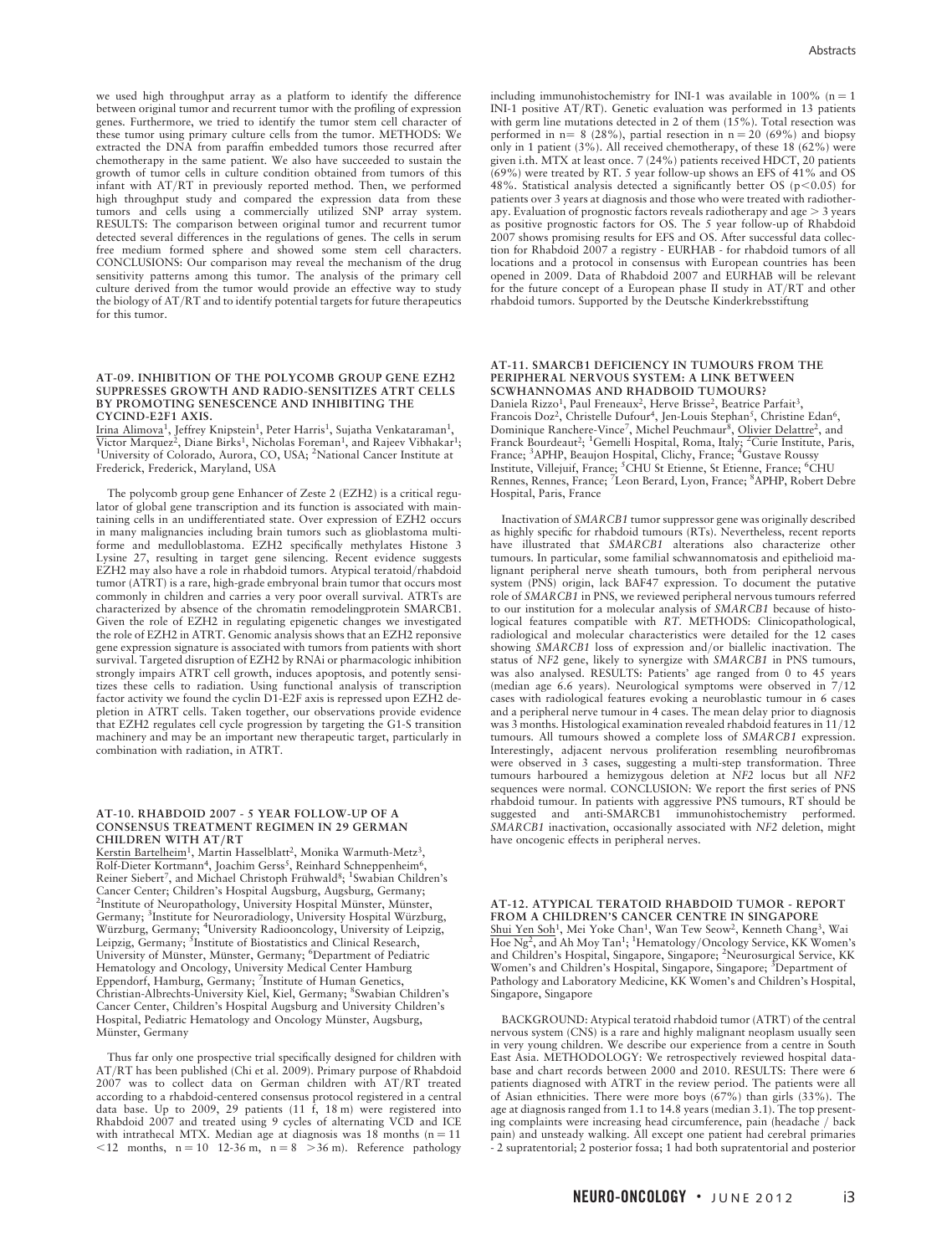we used high throughput array as a platform to identify the difference between original tumor and recurrent tumor with the profiling of expression genes. Furthermore, we tried to identify the tumor stem cell character of these tumor using primary culture cells from the tumor. METHODS: We extracted the DNA from paraffin embedded tumors those recurred after chemotherapy in the same patient. We also have succeeded to sustain the growth of tumor cells in culture condition obtained from tumors of this infant with AT/RT in previously reported method. Then, we performed high throughput study and compared the expression data from these tumors and cells using a commercially utilized SNP array system. RESULTS: The comparison between original tumor and recurrent tumor detected several differences in the regulations of genes. The cells in serum free medium formed sphere and showed some stem cell characters. CONCLUSIONS: Our comparison may reveal the mechanism of the drug sensitivity patterns among this tumor. The analysis of the primary cell culture derived from the tumor would provide an effective way to study the biology of AT/RT and to identify potential targets for future therapeutics for this tumor.

## AT-09. INHIBITION OF THE POLYCOMB GROUP GENE EZH2 SUPPRESSES GROWTH AND RADIO-SENSITIZES ATRT CELLS BY PROMOTING SENESCENCE AND INHIBITING THE CYCIND-E2F1 AXIS.

Irina Alimova[1], Jeffrey Knipstein[1], Peter Harris[1], Sujatha Venkataraman[1], Victor Marquez[2], Diane Birks[1], Nicholas Foreman[1], and Rajeev Vibhakar[1]; [1]University of Colorado, Aurora, CO, USA; [2]National Cancer Institute at Frederick, Frederick, Maryland, USA

The polycomb group gene Enhancer of Zeste 2 (EZH2) is a critical regulator of global gene transcription and its function is associated with maintaining cells in an undifferentiated state. Over expression of EZH2 occurs in many malignancies including brain tumors such as glioblastoma multiforme and medulloblastoma. EZH2 specifically methylates Histone 3 Lysine 27, resulting in target gene silencing. Recent evidence suggests EZH2 may also have a role in rhabdoid tumors. Atypical teratoid/rhabdoid tumor (ATRT) is a rare, high-grade embryonal brain tumor that occurs most commonly in children and carries a very poor overall survival. ATRTs are characterized by absence of the chromatin remodelingprotein SMARCB1. Given the role of EZH2 in regulating epigenetic changes we investigated the role of EZH2 in ATRT. Genomic analysis shows that an EZH2 reponsive gene expression signature is associated with tumors from patients with short survival. Targeted disruption of EZH2 by RNAi or pharmacologic inhibition strongly impairs ATRT cell growth, induces apoptosis, and potently sensitizes these cells to radiation. Using functional analysis of transcription factor activity we found the cyclin D1-E2F axis is repressed upon EZH2 depletion in ATRT cells. Taken together, our observations provide evidence that EZH2 regulates cell cycle progression by targeting the G1-S transition machinery and may be an important new therapeutic target, particularly in combination with radiation, in ATRT.

## AT-10. RHABDOID 2007 - 5 YEAR FOLLOW-UP OF A CONSENSUS TREATMENT REGIMEN IN 29 GERMAN CHILDREN WITH AT/RT

Kerstin Bartelheim[1], Martin Hasselblatt[2], Monika Warmuth-Metz[3], Rolf-Dieter Kortmann[4], Joachim Gerss[5], Reinhard Schneppenheim[6], Reiner Siebert[7], and Michael Christoph Frühwald[8]; [1]Swabian Children's Cancer Center; Children's Hospital Augsburg, Augsburg, Germany; [2]Institute of Neuropathology, University Hospital Münster, Münster, Germany; [3]Institute for Neuroradiology, University Hospital Würzburg, Würzburg, Germany; [4]University Radiooncology, University of Leipzig, Leipzig, Germany; [5]Institute of Biostatistics and Clinical Research, University of Münster, Münster, Germany; [6]Department of Pediatric Hematology and Oncology, University Medical Center Hamburg Eppendorf, Hamburg, Germany; [7]Institute of Human Genetics, Christian-Albrechts-University Kiel, Kiel, Germany; [8]Swabian Children's Cancer Center, Children's Hospital Augsburg and University Children's Hospital, Pediatric Hematology and Oncology Münster, Augsburg, Münster, Germany

Thus far only one prospective trial specifically designed for children with AT/RT has been published (Chi et al. 2009). Primary purpose of Rhabdoid 2007 was to collect data on German children with AT/RT treated according to a rhabdoid-centered consensus protocol registered in a central data base. Up to 2009, 29 patients (11 f, 18 m) were registered into Rhabdoid 2007 and treated using 9 cycles of alternating VCD and ICE with intrathecal MTX. Median age at diagnosis was 18 months ($n = 11$ $<12$ months, $n = 10$ 12-36 m, $n = 8$ $>36$ m). Reference pathology including immunohistochemistry for INI-1 was available in 100% ($n = 1$ INI-1 positive AT/RT). Genetic evaluation was performed in 13 patients with germ line mutations detected in 2 of them (15%). Total resection was performed in $n = 8$ (28%), partial resection in $n = 20$ (69%) and biopsy only in 1 patient (3%). All received chemotherapy, of these 18 (62%) were given i.th. MTX at least once. 7 (24%) patients received HDCT, 20 patients (69%) were treated by RT. 5 year follow-up shows an EFS of 41% and OS 48%. Statistical analysis detected a significantly better OS ($p<0.05$) for patients over 3 years at diagnosis and those who were treated with radiotherapy. Evaluation of prognostic factors reveals radiotherapy and age $> 3$ years as positive prognostic factors for OS. The 5 year follow-up of Rhabdoid 2007 shows promising results for EFS and OS. After successful data collection for Rhabdoid 2007 a registry - EURHAB - for rhabdoid tumors of all locations and a protocol in consensus with European countries has been opened in 2009. Data of Rhabdoid 2007 and EURHAB will be relevant for the future concept of a European phase II study in AT/RT and other rhabdoid tumors. Supported by the Deutsche Kinderkrebsstiftung

## AT-11. SMARCB1 DEFICIENCY IN TUMOURS FROM THE PERIPHERAL NERVOUS SYSTEM: A LINK BETWEEN SCWHANNOMAS AND RHADBOID TUMOURS?

Daniela Rizzo[1], Paul Freneaux[2], Herve Brisse[2], Beatrice Parfait[3], Francois Doz[2], Christelle Dufour[4], Jen-Louis Stephan[5], Christine Edan[6], Dominique Ranchere-Vince[7], Michel Peuchmaur[8], Olivier Delattre[2], and Franck Bourdeaut[2]; [1]Gemelli Hospital, Roma, Italy; [2]Curie Institute, Paris, France; [3]APHP, Beaujon Hospital, Clichy, France; [4]Gustave Roussy Institute, Villejuif, France; [5]CHU St Etienne, St Etienne, France; [6]CHU Rennes, Rennes, France; [7]Leon Berard, Lyon, France; [8]APHP, Robert Debre Hospital, Paris, France

Inactivation of *SMARCB1* tumor suppressor gene was originally described as highly specific for rhabdoid tumours (RTs). Nevertheless, recent reports have illustrated that *SMARCB1* alterations also characterize other tumours. In particular, some familial schwannomatosis and epithelioid malignant peripheral nerve sheath tumours, both from peripheral nervous system (PNS) origin, lack BAF47 expression. To document the putative role of *SMARCB1* in PNS, we reviewed peripheral nervous tumours referred to our institution for a molecular analysis of *SMARCB1* because of histological features compatible with *RT*. METHODS: Clinicopathological, radiological and molecular characteristics were detailed for the 12 cases showing *SMARCB1* loss of expression and/or biallelic inactivation. The status of *NF2* gene, likely to synergize with *SMARCB1* in PNS tumours, was also analysed. RESULTS: Patients' age ranged from 0 to 45 years (median age 6.6 years). Neurological symptoms were observed in 7/12 cases with radiological features evoking a neuroblastic tumour in 6 cases and a peripheral nerve tumour in 4 cases. The mean delay prior to diagnosis was 3 months. Histological examination revealed rhabdoid features in 11/12 tumours. All tumours showed a complete loss of *SMARCB1* expression. Interestingly, adjacent nervous proliferation resembling neurofibromas were observed in 3 cases, suggesting a multi-step transformation. Three tumours harboured a hemizygous deletion at *NF2* locus but all *NF2* sequences were normal. CONCLUSION: We report the first series of PNS rhabdoid tumour. In patients with aggressive PNS tumours, RT should be suggested and anti-SMARCB1 immunohistochemistry performed. *SMARCB1* inactivation, occasionally associated with *NF2* deletion, might have oncogenic effects in peripheral nerves.

## AT-12. ATYPICAL TERATOID RHABDOID TUMOR - REPORT FROM A CHILDREN'S CANCER CENTRE IN SINGAPORE

Shui Yen Soh[1], Mei Yoke Chan[1], Wan Tew Seow[2], Kenneth Chang[3], Wai Hoe Ng[2], and Ah Moy Tan[1]; [1]Hematology/Oncology Service, KK Women's and Children's Hospital, Singapore, Singapore; [2]Neurosurgical Service, KK Women's and Children's Hospital, Singapore, Singapore; [3]Department of Pathology and Laboratory Medicine, KK Women's and Children's Hospital, Singapore, Singapore

BACKGROUND: Atypical teratoid rhabdoid tumor (ATRT) of the central nervous system (CNS) is a rare and highly malignant neoplasm usually seen in very young children. We describe our experience from a centre in South East Asia. METHODOLOGY: We retrospectively reviewed hospital database and chart records between 2000 and 2010. RESULTS: There were 6 patients diagnosed with ATRT in the review period. The patients were all of Asian ethnicities. There were more boys (67%) than girls (33%). The age at diagnosis ranged from 1.1 to 14.8 years (median 3.1). The top presenting complaints were increasing head circumference, pain (headache / back pain) and unsteady walking. All except one patient had cerebral primaries - 2 supratentorial; 2 posterior fossa; 1 had both supratentorial and posterior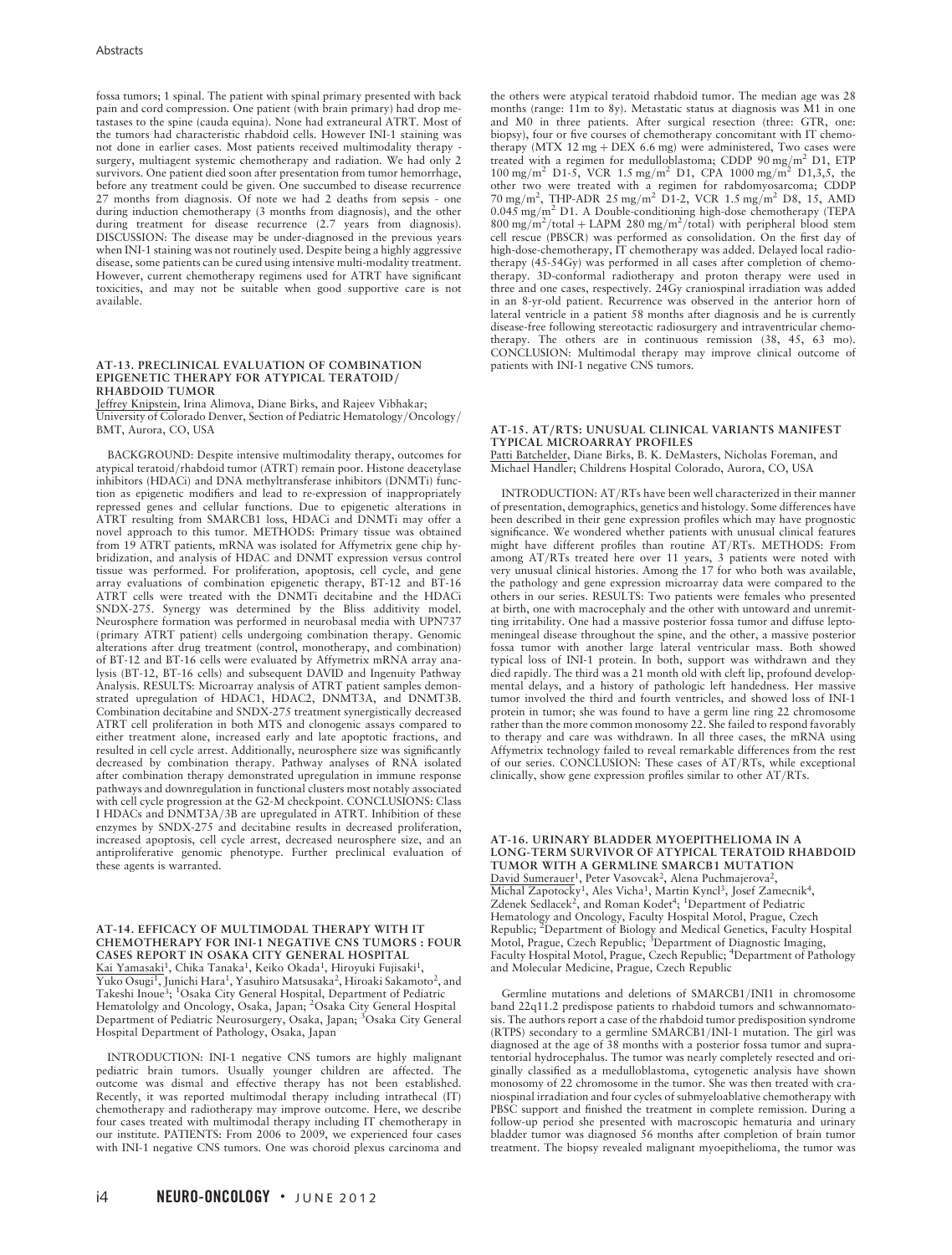fossa tumors; 1 spinal. The patient with spinal primary presented with back pain and cord compression. One patient (with brain primary) had drop metastases to the spine (cauda equina). None had extraneural ATRT. Most of the tumors had characteristic rhabdoid cells. However INI-1 staining was not done in earlier cases. Most patients received multimodality therapy - surgery, multiagent systemic chemotherapy and radiation. We had only 2 survivors. One patient died soon after presentation from tumor hemorrhage, before any treatment could be given. One succumbed to disease recurrence 27 months from diagnosis. Of note we had 2 deaths from sepsis - one during induction chemotherapy (3 months from diagnosis), and the other during treatment for disease recurrence (2.7 years from diagnosis). DISCUSSION: The disease may be under-diagnosed in the previous years when INI-1 staining was not routinely used. Despite being a highly aggressive disease, some patients can be cured using intensive multi-modality treatment. However, current chemotherapy regimens used for ATRT have significant toxicities, and may not be suitable when good supportive care is not available.

## AT-13. PRECLINICAL EVALUATION OF COMBINATION EPIGENETIC THERAPY FOR ATYPICAL TERATOID/ RHABDOID TUMOR

Jeffrey Knipstein, Irina Alimova, Diane Birks, and Rajeev Vibhakar; University of Colorado Denver, Section of Pediatric Hematology/Oncology/ BMT, Aurora, CO, USA

BACKGROUND: Despite intensive multimodality therapy, outcomes for atypical teratoid/rhabdoid tumor (ATRT) remain poor. Histone deacetylase inhibitors (HDACi) and DNA methyltransferase inhibitors (DNMTi) function as epigenetic modifiers and lead to re-expression of inappropriately repressed genes and cellular functions. Due to epigenetic alterations in ATRT resulting from SMARCB1 loss, HDACi and DNMTi may offer a novel approach to this tumor. METHODS: Primary tissue was obtained from 19 ATRT patients, mRNA was isolated for Affymetrix gene chip hybridization, and analysis of HDAC and DNMT expression versus control tissue was performed. For proliferation, apoptosis, cell cycle, and gene array evaluations of combination epigenetic therapy, BT-12 and BT-16 ATRT cells were treated with the DNMTi decitabine and the HDACi SNDX-275. Synergy was determined by the Bliss additivity model. Neurosphere formation was performed in neurobasal media with UPN737 (primary ATRT patient) cells undergoing combination therapy. Genomic alterations after drug treatment (control, monotherapy, and combination) of BT-12 and BT-16 cells were evaluated by Affymetrix mRNA array analysis (BT-12, BT-16 cells) and subsequent DAVID and Ingenuity Pathway Analysis. RESULTS: Microarray analysis of ATRT patient samples demonstrated upregulation of HDAC1, HDAC2, DNMT3A, and DNMT3B. Combination decitabine and SNDX-275 treatment synergistically decreased ATRT cell proliferation in both MTS and clonogenic assays compared to either treatment alone, increased early and late apoptotic fractions, and resulted in cell cycle arrest. Additionally, neurosphere size was significantly decreased by combination therapy. Pathway analyses of RNA isolated after combination therapy demonstrated upregulation in immune response pathways and downregulation in functional clusters most notably associated with cell cycle progression at the G2-M checkpoint. CONCLUSIONS: Class I HDACs and DNMT3A/3B are upregulated in ATRT. Inhibition of these enzymes by SNDX-275 and decitabine results in decreased proliferation, increased apoptosis, cell cycle arrest, decreased neurosphere size, and an antiproliferative genomic phenotype. Further preclinical evaluation of these agents is warranted.

## AT-14. EFFICACY OF MULTIMODAL THERAPY WITH IT CHEMOTHERAPY FOR INI-1 NEGATIVE CNS TUMORS : FOUR CASES REPORT IN OSAKA CITY GENERAL HOSPITAL

Kai Yamasaki[1], Chika Tanaka[1], Keiko Okada[1], Hiroyuki Fujisaki[1], Yuko Osugi[1], Junichi Hara[1], Yasuhiro Matsusaka[2], Hiroaki Sakamoto[2], and Takeshi Inoue[3]; [1]Osaka City General Hospital, Department of Pediatric Hematololgy and Oncology, Osaka, Japan; [2]Osaka City General Hospital Department of Pediatric Neurosurgery, Osaka, Japan; [3]Osaka City General Hospital Department of Pathology, Osaka, Japan

INTRODUCTION: INI-1 negative CNS tumors are highly malignant pediatric brain tumors. Usually younger children are affected. The outcome was dismal and effective therapy has not been established. Recently, it was reported multimodal therapy including intrathecal (IT) chemotherapy and radiotherapy may improve outcome. Here, we describe four cases treated with multimodal therapy including IT chemotherapy in our institute. PATIENTS: From 2006 to 2009, we experienced four cases with INI-1 negative CNS tumors. One was choroid plexus carcinoma and the others were atypical teratoid rhabdoid tumor. The median age was 28 months (range: 11m to 8y). Metastatic status at diagnosis was M1 in one and M0 in three patients. After surgical resection (three: GTR, one: biopsy), four or five courses of chemotherapy concomitant with IT chemotherapy (MTX 12 mg + DEX 6.6 mg) were administered, Two cases were treated with a regimen for medulloblastoma; CDDP 90 mg/m$^2$ D1, ETP 100 mg/m$^2$ D1-5, VCR 1.5 mg/m$^2$ D1, CPA 1000 mg/m$^2$ D1,3,5, the other two were treated with a regimen for rabdomyosarcoma; CDDP 70 mg/m$^2$, THP-ADR 25 mg/m$^2$ D1-2, VCR 1.5 mg/m$^2$ D8, 15, AMD 0.045 mg/m$^2$ D1. A Double-conditioning high-dose chemotherapy (TEPA 800 mg/m$^2$/total + LAPM 280 mg/m$^2$/total) with peripheral blood stem cell rescue (PBSCR) was performed as consolidation. On the first day of high-dose-chemotherapy, IT chemotherapy was added. Delayed local radiotherapy (45-54Gy) was performed in all cases after completion of chemotherapy. 3D-conformal radiotherapy and proton therapy were used in three and one cases, respectively. 24Gy craniospinal irradiation was added in an 8-yr-old patient. Recurrence was observed in the anterior horn of lateral ventricle in a patient 58 months after diagnosis and he is currently disease-free following stereotactic radiosurgery and intraventricular chemotherapy. The others are in continuous remission (38, 45, 63 mo). CONCLUSION: Multimodal therapy may improve clinical outcome of patients with INI-1 negative CNS tumors.

## AT-15. AT/RTS: UNUSUAL CLINICAL VARIANTS MANIFEST TYPICAL MICROARRAY PROFILES

Patti Batchelder, Diane Birks, B. K. DeMasters, Nicholas Foreman, and Michael Handler; Childrens Hospital Colorado, Aurora, CO, USA

INTRODUCTION: AT/RTs have been well characterized in their manner of presentation, demographics, genetics and histology. Some differences have been described in their gene expression profiles which may have prognostic significance. We wondered whether patients with unusual clinical features might have different profiles than routine AT/RTs. METHODS: From among AT/RTs treated here over 11 years, 3 patients were noted with very unusual clinical histories. Among the 17 for who both was available, the pathology and gene expression microarray data were compared to the others in our series. RESULTS: Two patients were females who presented at birth, one with macrocephaly and the other with untoward and unremitting irritability. One had a massive posterior fossa tumor and diffuse leptomeningeal disease throughout the spine, and the other, a massive posterior fossa tumor with another large lateral ventricular mass. Both showed typical loss of INI-1 protein. In both, support was withdrawn and they died rapidly. The third was a 21 month old with cleft lip, profound developmental delays, and a history of pathologic left handedness. Her massive tumor involved the third and fourth ventricles, and showed loss of INI-1 protein in tumor; she was found to have a germ line ring 22 chromosome rather than the more common monosomy 22. She failed to respond favorably to therapy and care was withdrawn. In all three cases, the mRNA using Affymetrix technology failed to reveal remarkable differences from the rest of our series. CONCLUSION: These cases of AT/RTs, while exceptional clinically, show gene expression profiles similar to other AT/RTs.

## AT-16. URINARY BLADDER MYOEPITHELIOMA IN A LONG-TERM SURVIVOR OF ATYPICAL TERATOID RHABDOID TUMOR WITH A GERMLINE SMARCB1 MUTATION

David Sumerauer[1], Peter Vasovcak[2], Alena Puchmajerova[2], Michal Zapotocky[1], Ales Vicha[1], Martin Kyncl[3], Josef Zamecnik[4], Zdenek Sedlacek[2], and Roman Kodet[4]; [1]Department of Pediatric Hematology and Oncology, Faculty Hospital Motol, Prague, Czech Republic; [2]Department of Biology and Medical Genetics, Faculty Hospital Motol, Prague, Czech Republic; [3]Department of Diagnostic Imaging, Faculty Hospital Motol, Prague, Czech Republic; [4]Department of Pathology and Molecular Medicine, Prague, Czech Republic

Germline mutations and deletions of SMARCB1/INI1 in chromosome band 22q11.2 predispose patients to rhabdoid tumors and schwannomatosis. The authors report a case of the rhabdoid tumor predisposition syndrome (RTPS) secondary to a germline SMARCB1/INI-1 mutation. The girl was diagnosed at the age of 38 months with a posterior fossa tumor and supratentorial hydrocephalus. The tumor was nearly completely resected and originally classified as a medulloblastoma, cytogenetic analysis have shown monosomy of 22 chromosome in the tumor. She was then treated with craniospinal irradiation and four cycles of submyeloablative chemotherapy with PBSC support and finished the treatment in complete remission. During a follow-up period she presented with macroscopic hematuria and urinary bladder tumor was diagnosed 56 months after completion of brain tumor treatment. The biopsy revealed malignant myoepithelioma, the tumor was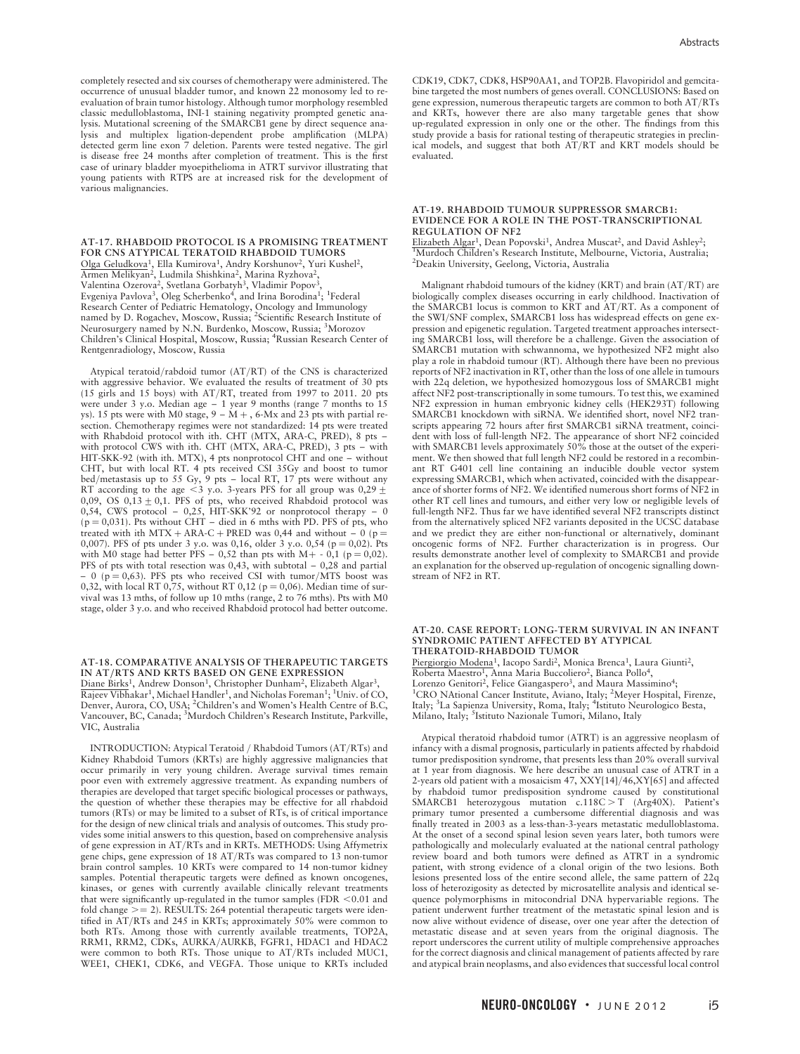completely resected and six courses of chemotherapy were administered. The occurrence of unusual bladder tumor, and known 22 monosomy led to re-evaluation of brain tumor histology. Although tumor morphology resembled classic medulloblastoma, INI-1 staining negativity prompted genetic analysis. Mutational screening of the SMARCB1 gene by direct sequence analysis and multiplex ligation-dependent probe amplification (MLPA) detected germ line exon 7 deletion. Parents were tested negative. The girl is disease free 24 months after completion of treatment. This is the first case of urinary bladder myoepithelioma in ATRT survivor illustrating that young patients with RTPS are at increased risk for the development of various malignancies.

### AT-17. RHABDOID PROTOCOL IS A PROMISING TREATMENT FOR CNS ATYPICAL TERATOID RHABDOID TUMORS

Olga Geludkova[1], Ella Kumirova[1], Andry Korshunov[2], Yuri Kushel[2], Armen Melikyan[2], Ludmila Shishkina[2], Marina Ryzhova[2], Valentina Ozerova[2], Svetlana Gorbatyh[3], Vladimir Popov[3], Evgeniya Pavlova[3], Oleg Scherbenko[4], and Irina Borodina[1]; [1]Federal Research Center of Pediatric Hematology, Oncology and Immunology named by D. Rogachev, Moscow, Russia; [2]Scientific Research Institute of Neurosurgery named by N.N. Burdenko, Moscow, Russia; [3]Morozov Children's Clinical Hospital, Moscow, Russia; [4]Russian Research Center of Rentgenradiology, Moscow, Russia

Atypical teratoid/rabdoid tumor (AT/RT) of the CNS is characterized with aggressive behavior. We evaluated the results of treatment of 30 pts (15 girls and 15 boys) with AT/RT, treated from 1997 to 2011. 20 pts were under 3 y.o. Median age – 1 year 9 months (range 7 months to 15 ys). 15 pts were with M0 stage, 9 – M+, 6-Mx and 23 pts with partial resection. Chemotherapy regimes were not standardized: 14 pts were treated with Rhabdoid protocol with ith. CHT (MTX, ARA-C, PRED), 8 pts – with protocol CWS with ith. CHT (MTX, ARA-C, PRED), 3 pts – with HIT-SKK-92 (with ith. MTX), 4 pts nonprotocol CHT and one – without CHT, but with local RT. 4 pts received CSI 35Gy and boost to tumor bed/metastasis up to 55 Gy, 9 pts – local RT, 17 pts were without any RT according to the age <3 y.o. 3-years PFS for all group was 0,29 ± 0,09, OS 0,13 ± 0,1. PFS of pts, who received Rhabdoid protocol was 0,54, CWS protocol – 0,25, HIT-SKK'92 or nonprotocol therapy – 0 (p = 0,031). Pts without CHT – died in 6 mths with PD. PFS of pts, who treated with ith MTX + ARA-C + PRED was 0,44 and without – 0 (p = 0,007). PFS of pts under 3 y.o. was 0,16, older 3 y.o. 0,54 (p = 0,02). Pts with M0 stage had better PFS – 0,52 than pts with M+ - 0,1 (p = 0,02). PFS of pts with total resection was 0,43, with subtotal – 0,28 and partial – 0 (p = 0,63). PFS pts who received CSI with tumor/MTS boost was 0,32, with local RT 0,75, without RT 0,12 (p = 0,06). Median time of survival was 13 mths, of follow up 10 mths (range, 2 to 76 mths). Pts with M0 stage, older 3 y.o. and who received Rhabdoid protocol had better outcome.

### AT-18. COMPARATIVE ANALYSIS OF THERAPEUTIC TARGETS IN AT/RTS AND KRTS BASED ON GENE EXPRESSION

Diane Birks[1], Andrew Donson[1], Christopher Dunham[2], Elizabeth Algar[3], Rajeev Vibhakar[1], Michael Handler[1], and Nicholas Foreman[1]; [1]Univ. of CO, Denver, Aurora, CO, USA; [2]Children's and Women's Health Centre of B.C, Vancouver, BC, Canada; [3]Murdoch Children's Research Institute, Parkville, VIC, Australia

INTRODUCTION: Atypical Teratoid / Rhabdoid Tumors (AT/RTs) and Kidney Rhabdoid Tumors (KRTs) are highly aggressive malignancies that occur primarily in very young children. Average survival times remain poor even with extremely aggressive treatment. As expanding numbers of therapies are developed that target specific biological processes or pathways, the question of whether these therapies may be effective for all rhabdoid tumors (RTs) or may be limited to a subset of RTs, is of critical importance for the design of new clinical trials and analysis of outcomes. This study provides some initial answers to this question, based on comprehensive analysis of gene expression in AT/RTs and in KRTs. METHODS: Using Affymetrix gene chips, gene expression of 18 AT/RTs was compared to 13 non-tumor brain control samples. 10 KRTs were compared to 14 non-tumor kidney samples. Potential therapeutic targets were defined as known oncogenes, kinases, or genes with currently available clinically relevant treatments that were significantly up-regulated in the tumor samples (FDR <0.01 and fold change >= 2). RESULTS: 264 potential therapeutic targets were identified in AT/RTs and 245 in KRTs; approximately 50% were common to both RTs. Among those with currently available treatments, TOP2A, RRM1, RRM2, CDKs, AURKA/AURKB, FGFR1, HDAC1 and HDAC2 were common to both RTs. Those unique to AT/RTs included MUC1, WEE1, CHEK1, CDK6, and VEGFA. Those unique to KRTs included CDK19, CDK7, CDK8, HSP90AA1, and TOP2B. Flavopiridol and gemcitabine targeted the most numbers of genes overall. CONCLUSIONS: Based on gene expression, numerous therapeutic targets are common to both AT/RTs and KRTs, however there are also many targetable genes that show up-regulated expression in only one or the other. The findings from this study provide a basis for rational testing of therapeutic strategies in preclinical models, and suggest that both AT/RT and KRT models should be evaluated.

### AT-19. RHABDOID TUMOUR SUPPRESSOR SMARCB1: EVIDENCE FOR A ROLE IN THE POST-TRANSCRIPTIONAL REGULATION OF NF2

Elizabeth Algar[1], Dean Popovski[1], Andrea Muscat[2], and David Ashley[2]; [1]Murdoch Children's Research Institute, Melbourne, Victoria, Australia; [2]Deakin University, Geelong, Victoria, Australia

Malignant rhabdoid tumours of the kidney (KRT) and brain (AT/RT) are biologically complex diseases occurring in early childhood. Inactivation of the SMARCB1 locus is common to KRT and AT/RT. As a component of the SWI/SNF complex, SMARCB1 loss has widespread effects on gene expression and epigenetic regulation. Targeted treatment approaches intersecting SMARCB1 loss, will therefore be a challenge. Given the association of SMARCB1 mutation with schwannoma, we hypothesized NF2 might also play a role in rhabdoid tumour (RT). Although there have been no previous reports of NF2 inactivation in RT, other than the loss of one allele in tumours with 22q deletion, we hypothesized homozygous loss of SMARCB1 might affect NF2 post-transcriptionally in some tumours. To test this, we examined NF2 expression in human embryonic kidney cells (HEK293T) following SMARCB1 knockdown with siRNA. We identified short, novel NF2 transcripts appearing 72 hours after first SMARCB1 siRNA treatment, coincident with loss of full-length NF2. The appearance of short NF2 coincided with SMARCB1 levels approximately 50% those at the outset of the experiment. We then showed that full length NF2 could be restored in a recombinant RT G401 cell line containing an inducible double vector system expressing SMARCB1, which when activated, coincided with the disappearance of shorter forms of NF2. We identified numerous short forms of NF2 in other RT cell lines and tumours, and either very low or negligible levels of full-length NF2. Thus far we have identified several NF2 transcripts distinct from the alternatively spliced NF2 variants deposited in the UCSC database and we predict they are either non-functional or alternatively, dominant oncogenic forms of NF2. Further characterization is in progress. Our results demonstrate another level of complexity to SMARCB1 and provide an explanation for the observed up-regulation of oncogenic signalling downstream of NF2 in RT.

### AT-20. CASE REPORT: LONG-TERM SURVIVAL IN AN INFANT SYNDROMIC PATIENT AFFECTED BY ATYPICAL THERATOID-RHABDOID TUMOR

Piergiorgio Modena[1], Iacopo Sardi[2], Monica Brenca[1], Laura Giunti[2], Roberta Maestro[1], Anna Maria Buccoliero[2], Bianca Pollo[4], Lorenzo Genitori[2], Felice Giangaspero[3], and Maura Massimino[4]; [1]CRO NAtional Cancer Institute, Aviano, Italy; [2]Meyer Hospital, Firenze, Italy; [3]La Sapienza University, Roma, Italy; [4]Istituto Neurologico Besta, Milano, Italy; [5]Istituto Nazionale Tumori, Milano, Italy

Atypical theratoid rhabdoid tumor (ATRT) is an aggressive neoplasm of infancy with a dismal prognosis, particularly in patients affected by rhabdoid tumor predisposition syndrome, that presents less than 20% overall survival at 1 year from diagnosis. We here describe an unusual case of ATRT in a 2-years old patient with a mosaicism 47, XXY[14]/46,XY[65] and affected by rhabdoid tumor predisposition syndrome caused by constitutional SMARCB1 heterozygous mutation c.118C > T (Arg40X). Patient's primary tumor presented a cumbersome differential diagnosis and was finally treated in 2003 as a less-than-3-years metastatic medulloblastoma. At the onset of a second spinal lesion seven years later, both tumors were pathologically and molecularly evaluated at the national central pathology review board and both tumors were defined as ATRT in a syndromic patient, with strong evidence of a clonal origin of the two lesions. Both lesions presented loss of the entire second allele, the same pattern of 22q loss of heterozygosity as detected by microsatellite analysis and identical sequence polymorphisms in mitocondrial DNA hypervariable regions. The patient underwent further treatment of the metastatic spinal lesion and is now alive without evidence of disease, over one year after the detection of metastatic disease and at seven years from the original diagnosis. The report underscores the current utility of multiple comprehensive approaches for the correct diagnosis and clinical management of patients affected by rare and atypical brain neoplasms, and also evidences that successful local control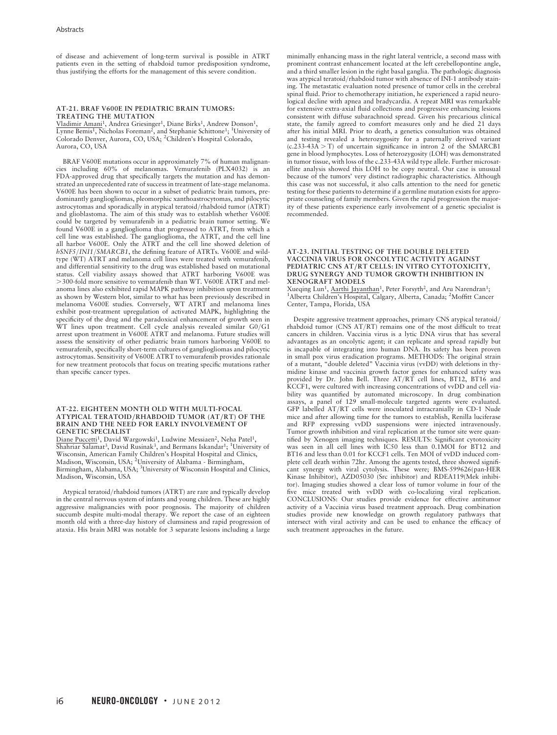of disease and achievement of long-term survival is possible in ATRT patients even in the setting of rhabdoid tumor predisposition syndrome, thus justifying the efforts for the management of this severe condition.

### AT-21. BRAF V600E IN PEDIATRIC BRAIN TUMORS: TREATING THE MUTATION

Vladimir Amani[1], Andrea Griesinger[1], Diane Birks[1], Andrew Donson[1], Lynne Bemis[1], Nicholas Foreman[2], and Stephanie Schittone[1]; [1]University of Colorado Denver, Aurora, CO, USA; [2]Children's Hospital Colorado, Aurora, CO, USA

BRAF V600E mutations occur in approximately 7% of human malignancies including 60% of melanomas. Vemurafenib (PLX4032) is an FDA-approved drug that specifically targets the mutation and has demonstrated an unprecedented rate of success in treatment of late-stage melanoma. V600E has been shown to occur in a subset of pediatric brain tumors, predominantly gangliogliomas, pleomorphic xanthoastrocytomas, and pilocytic astrocytomas and sporadically in atypical teratoid/rhabdoid tumor (ATRT) and glioblastoma. The aim of this study was to establish whether V600E could be targeted by vemurafenib in a pediatric brain tumor setting. We found V600E in a ganglioglioma that progressed to ATRT, from which a cell line was established. The ganglioglioma, the ATRT, and the cell line all harbor V600E. Only the ATRT and the cell line showed deletion of *hSNF5/INI1/SMARCB1*, the defining feature of ATRTs. V600E and wild-type (WT) ATRT and melanoma cell lines were treated with vemurafenib, and differential sensitivity to the drug was established based on mutational status. Cell viability assays showed that ATRT harboring V600E was >300-fold more sensitive to vemurafenib than WT. V600E ATRT and melanoma lines also exhibited rapid MAPK pathway inhibition upon treatment as shown by Western blot, similar to what has been previously described in melanoma V600E studies. Conversely, WT ATRT and melanoma lines exhibit post-treatment upregulation of activated MAPK, highlighting the specificity of the drug and the paradoxical enhancement of growth seen in WT lines upon treatment. Cell cycle analysis revealed similar G0/G1 arrest upon treatment in V600E ATRT and melanoma. Future studies will assess the sensitivity of other pediatric brain tumors harboring V600E to vemurafenib, specifically short-term cultures of gangliogliomas and pilocytic astrocytomas. Sensitivity of V600E ATRT to vemurafenib provides rationale for new treatment protocols that focus on treating specific mutations rather than specific cancer types.

### AT-22. EIGHTEEN MONTH OLD WITH MULTI-FOCAL ATYPICAL TERATOID/RHABDOID TUMOR (AT/RT) OF THE BRAIN AND THE NEED FOR EARLY INVOLVEMENT OF GENETIC SPECIALIST

Diane Puccetti[1], David Wargowski[1], Ludwine Messiaen[2], Neha Patel[1], Shahriar Salamat[3], David Rusinak[3], and Bermans Iskandar[1]; [1]University of Wisconsin, American Family Children's Hospital Hospital and Clinics, Madison, Wisconsin, USA; [2]University of Alabama - Birmingham, Birmingham, Alabama, USA; [3]University of Wisconsin Hospital and Clinics, Madison, Wisconsin, USA

Atypical teratoid/rhabdoid tumors (ATRT) are rare and typically develop in the central nervous system of infants and young children. These are highly aggressive malignancies with poor prognosis. The majority of children succumb despite multi-modal therapy. We report the case of an eighteen month old with a three-day history of clumsiness and rapid progression of ataxia. His brain MRI was notable for 3 separate lesions including a large minimally enhancing mass in the right lateral ventricle, a second mass with prominent contrast enhancement located at the left cerebellopontine angle, and a third smaller lesion in the right basal ganglia. The pathologic diagnosis was atypical teratoid/rhabdoid tumor with absence of INI-1 antibody staining. The metastatic evaluation noted presence of tumor cells in the cerebral spinal fluid. Prior to chemotherapy initiation, he experienced a rapid neurological decline with apnea and bradycardia. A repeat MRI was remarkable for extensive extra-axial fluid collections and progressive enhancing lesions consistent with diffuse subarachnoid spread. Given his precarious clinical state, the family agreed to comfort measures only and he died 21 days after his initial MRI. Prior to death, a genetics consultation was obtained and testing revealed a heterozygosity for a paternally derived variant (c.233-43A > T) of uncertain significance in intron 2 of the SMARCB1 gene in blood lymphocytes. Loss of heterozygosity (LOH) was demonstrated in tumor tissue, with loss of the c.233-43A wild type allele. Further microsatellite analysis showed this LOH to be copy neutral. Our case is unusual because of the tumors' very distinct radiographic characteristics. Although this case was not successful, it also calls attention to the need for genetic testing for these patients to determine if a germline mutation exists for appropriate counseling of family members. Given the rapid progression the majority of these patients experience early involvement of a genetic specialist is recommended.

### AT-23. INITIAL TESTING OF THE DOUBLE DELETED VACCINIA VIRUS FOR ONCOLYTIC ACTIVITY AGAINST PEDIATRIC CNS AT/RT CELLS: IN VITRO CYTOTOXICITY, DRUG SYNERGY AND TUMOR GROWTH INHIBITION IN XENOGRAFT MODELS

Xueqing Lun[1], Aarthi Jayanthan[1], Peter Forsyth[2], and Aru Narendran[1]; [1]Alberta Children's Hospital, Calgary, Alberta, Canada; [2]Moffitt Cancer Center, Tampa, Florida, USA

Despite aggressive treatment approaches, primary CNS atypical teratoid/rhabdoid tumor (CNS AT/RT) remains one of the most difficult to treat cancers in children. Vaccinia virus is a lytic DNA virus that has several advantages as an oncolytic agent; it can replicate and spread rapidly but is incapable of integrating into human DNA. Its safety has been proven in small pox virus eradication programs. METHODS: The original strain of a mutant, "double deleted" Vaccinia virus (vvDD) with deletions in thymidine kinase and vaccinia growth factor genes for enhanced safety was provided by Dr. John Bell. Three AT/RT cell lines, BT12, BT16 and KCCF1, were cultured with increasing concentrations of vvDD and cell viability was quantified by automated microscopy. In drug combination assays, a panel of 129 small-molecule targeted agents were evaluated. GFP labelled AT/RT cells were inoculated intracranially in CD-1 Nude mice and after allowing time for the tumors to establish, Renilla luciferase and RFP expressing vvDD suspensions were injected intravenously. Tumor growth inhibition and viral replication at the tumor site were quantified by Xenogen imaging techniques. RESULTS: Significant cytotoxicity was seen in all cell lines with IC50 less than 0.1MOI for BT12 and BT16 and less than 0.01 for KCCF1 cells. Ten MOI of vvDD induced complete cell death within 72hr. Among the agents tested, three showed significant synergy with viral cytolysis. These were; BMS-599626(pan-HER Kinase Inhibitor), AZD05030 (Src inhibitor) and RDEA119(Mek inhibitor). Imaging studies showed a clear loss of tumor volume in four of the five mice treated with vvDD with co-localizing viral replication. CONCLUSIONS: Our studies provide evidence for effective antitumor activity of a Vaccinia virus based treatment approach. Drug combination studies provide new knowledge on growth regulatory pathways that intersect with viral activity and can be used to enhance the efficacy of such treatment approaches in the future.